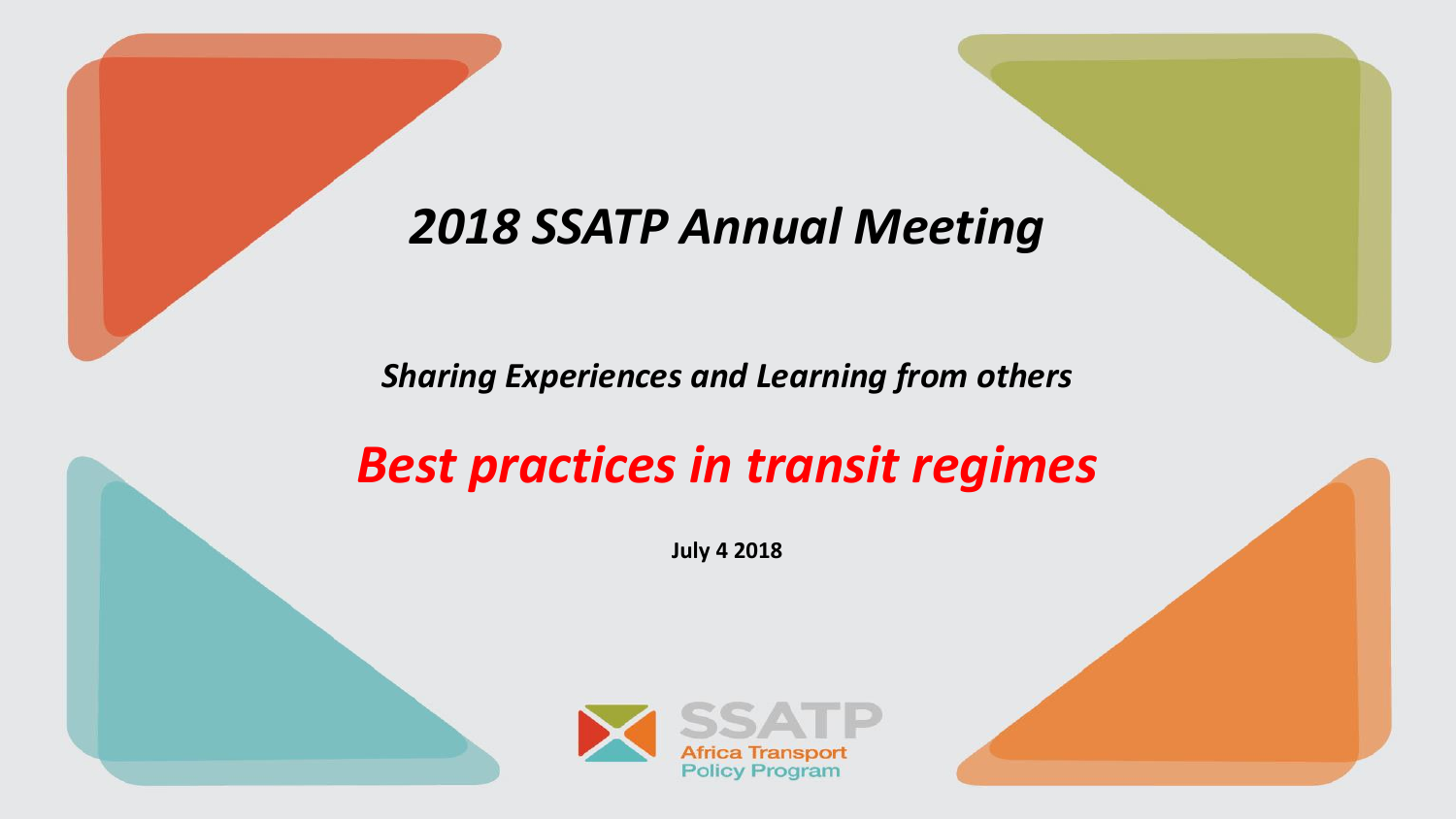# *2018 SSATP Annual Meeting*

***Sharing Experiences and Learning from others***

## *Best practices in transit regimes*

**July 4 2018**

SSATP
Africa Transport
Policy Program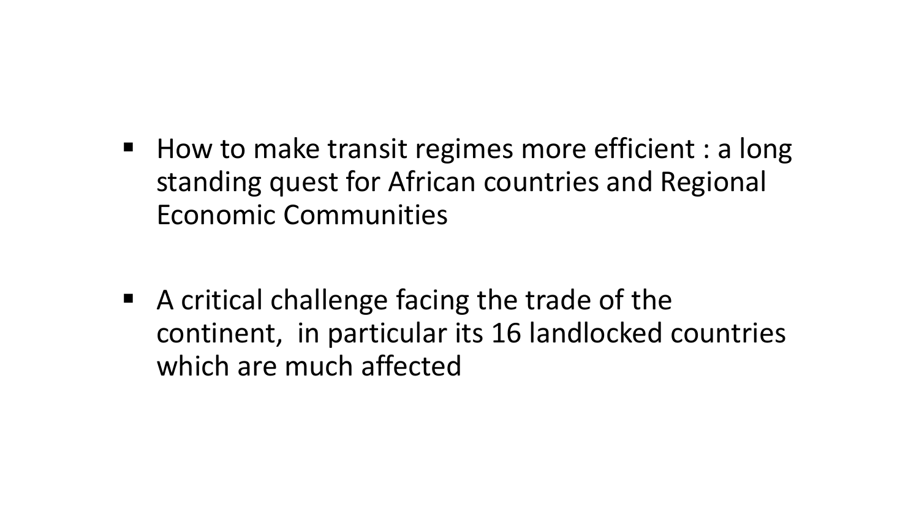- How to make transit regimes more efficient : a long standing quest for African countries and Regional Economic Communities

- A critical challenge facing the trade of the continent, in particular its 16 landlocked countries which are much affected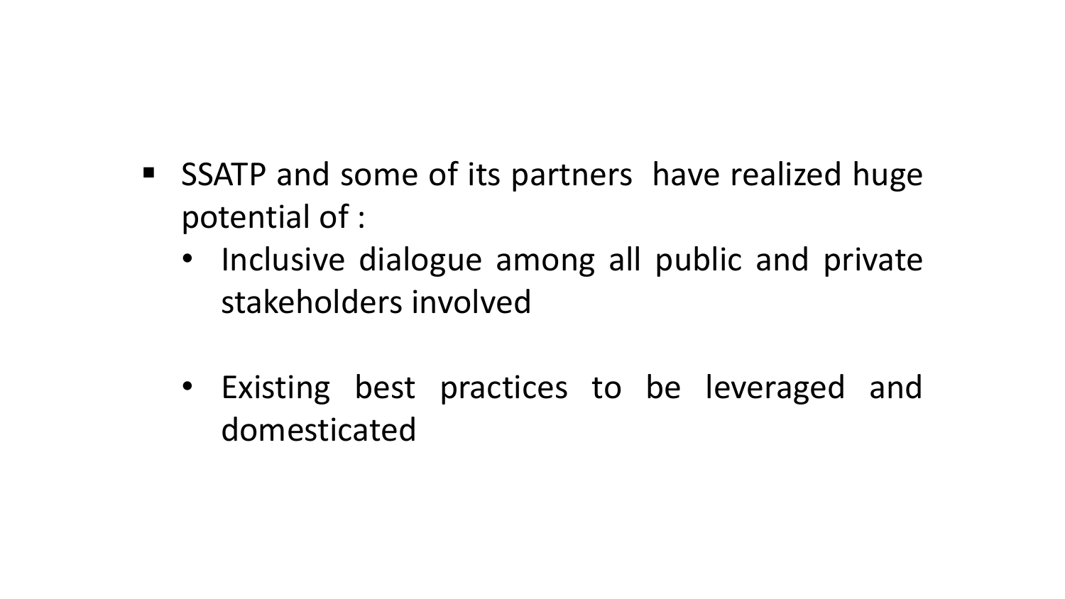- SSATP and some of its partners have realized huge potential of :
  - Inclusive dialogue among all public and private stakeholders involved
  - Existing best practices to be leveraged and domesticated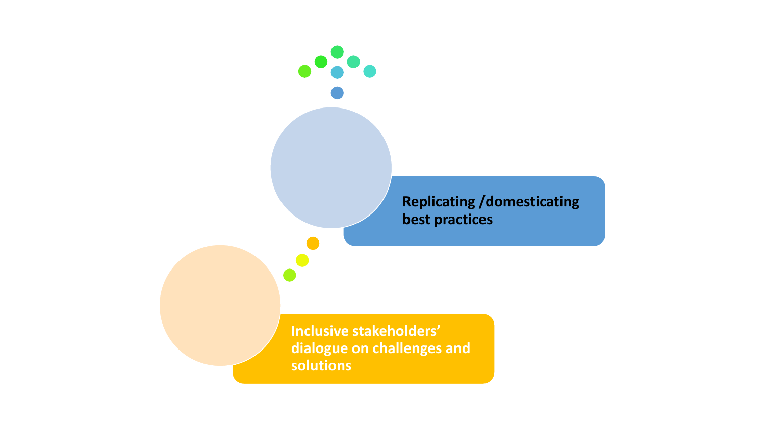Replicating /domesticating best practices

Inclusive stakeholders' dialogue on challenges and solutions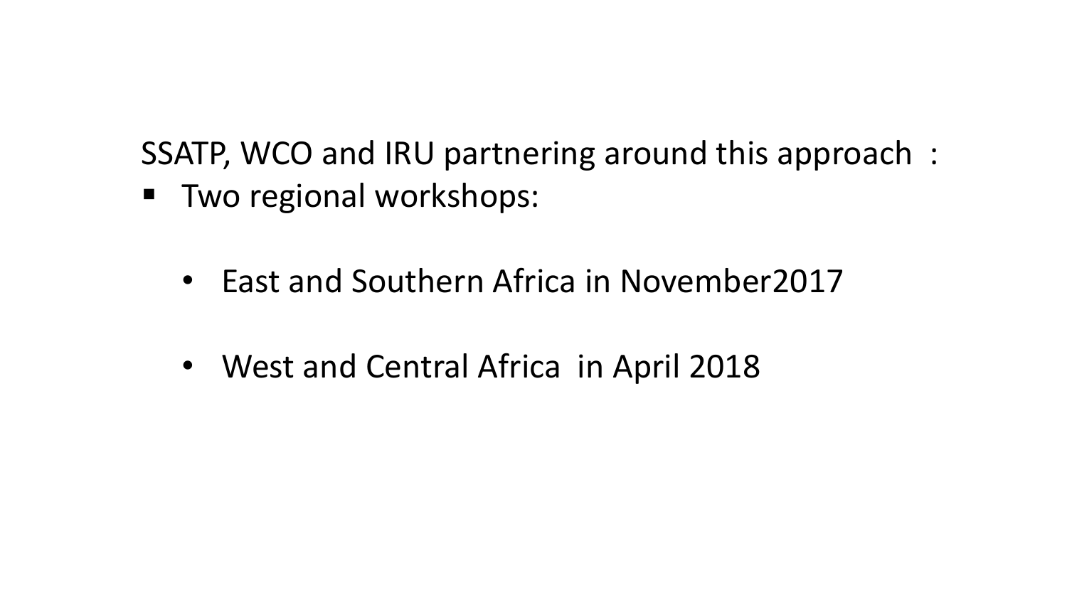SSATP, WCO and IRU partnering around this approach :

- Two regional workshops:
  - East and Southern Africa in November2017
  - West and Central Africa in April 2018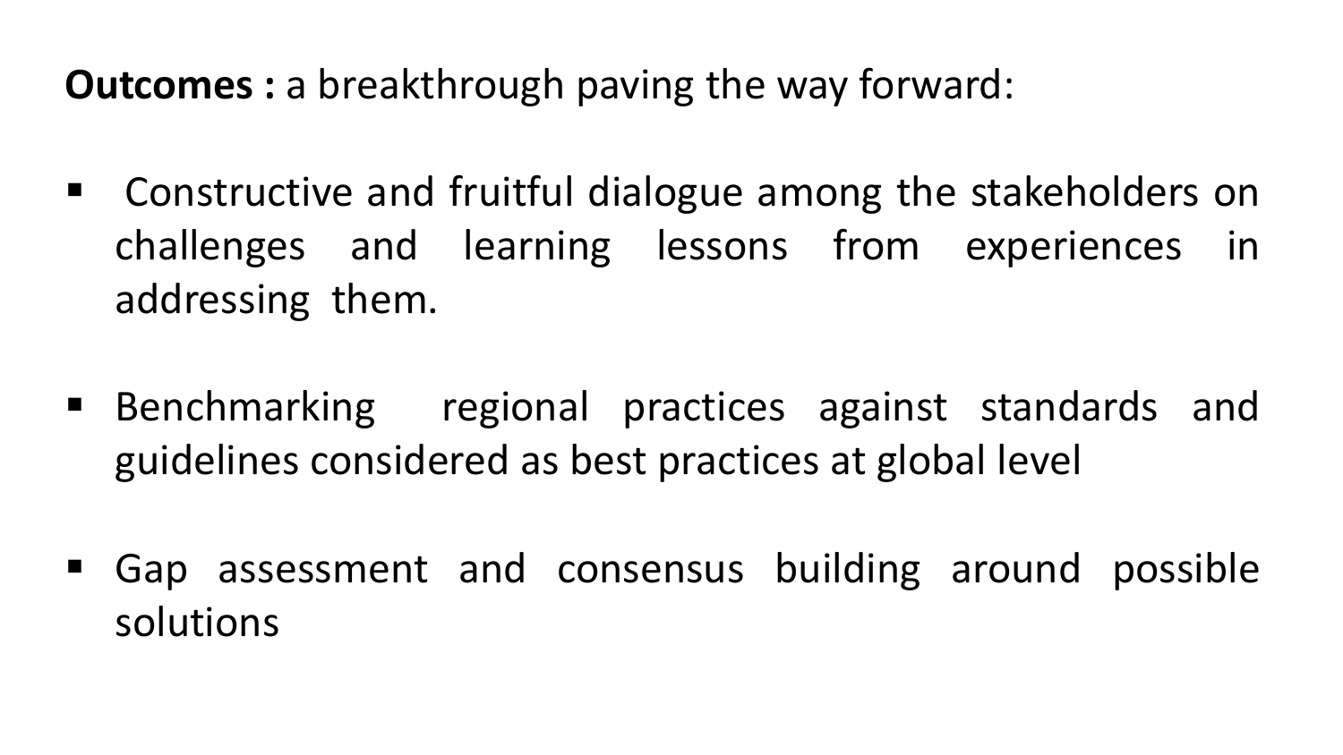**Outcomes :** a breakthrough paving the way forward:

- Constructive and fruitful dialogue among the stakeholders on challenges and learning lessons from experiences in addressing them.

- Benchmarking regional practices against standards and guidelines considered as best practices at global level

- Gap assessment and consensus building around possible solutions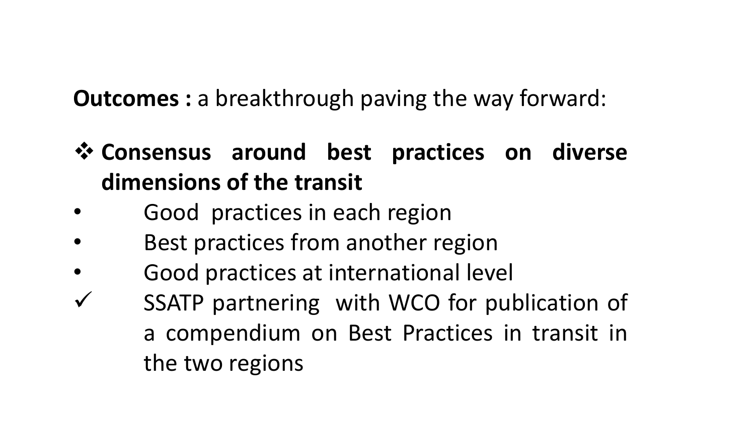**Outcomes :** a breakthrough paving the way forward:

- **Consensus around best practices on diverse dimensions of the transit**
  - Good practices in each region
  - Best practices from another region
  - Good practices at international level
  - ✓ SSATP partnering with WCO for publication of a compendium on Best Practices in transit in the two regions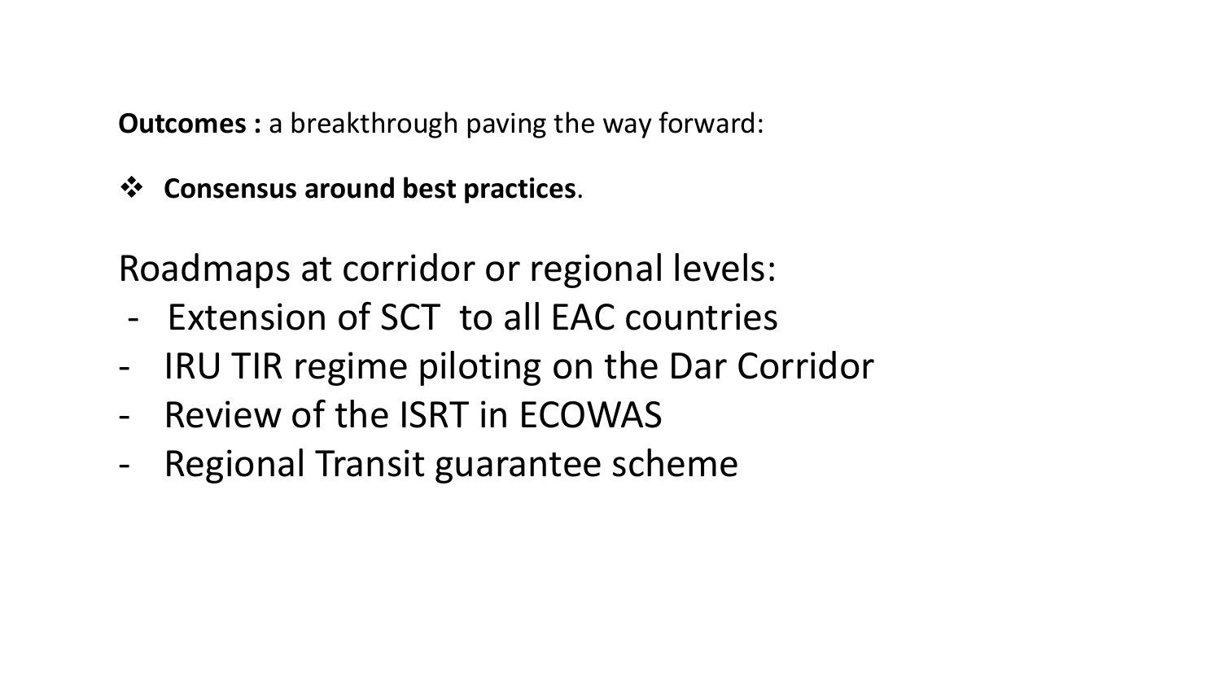**Outcomes :** a breakthrough paving the way forward:

- **Consensus around best practices**.

Roadmaps at corridor or regional levels:

- Extension of SCT to all EAC countries
- IRU TIR regime piloting on the Dar Corridor
- Review of the ISRT in ECOWAS
- Regional Transit guarantee scheme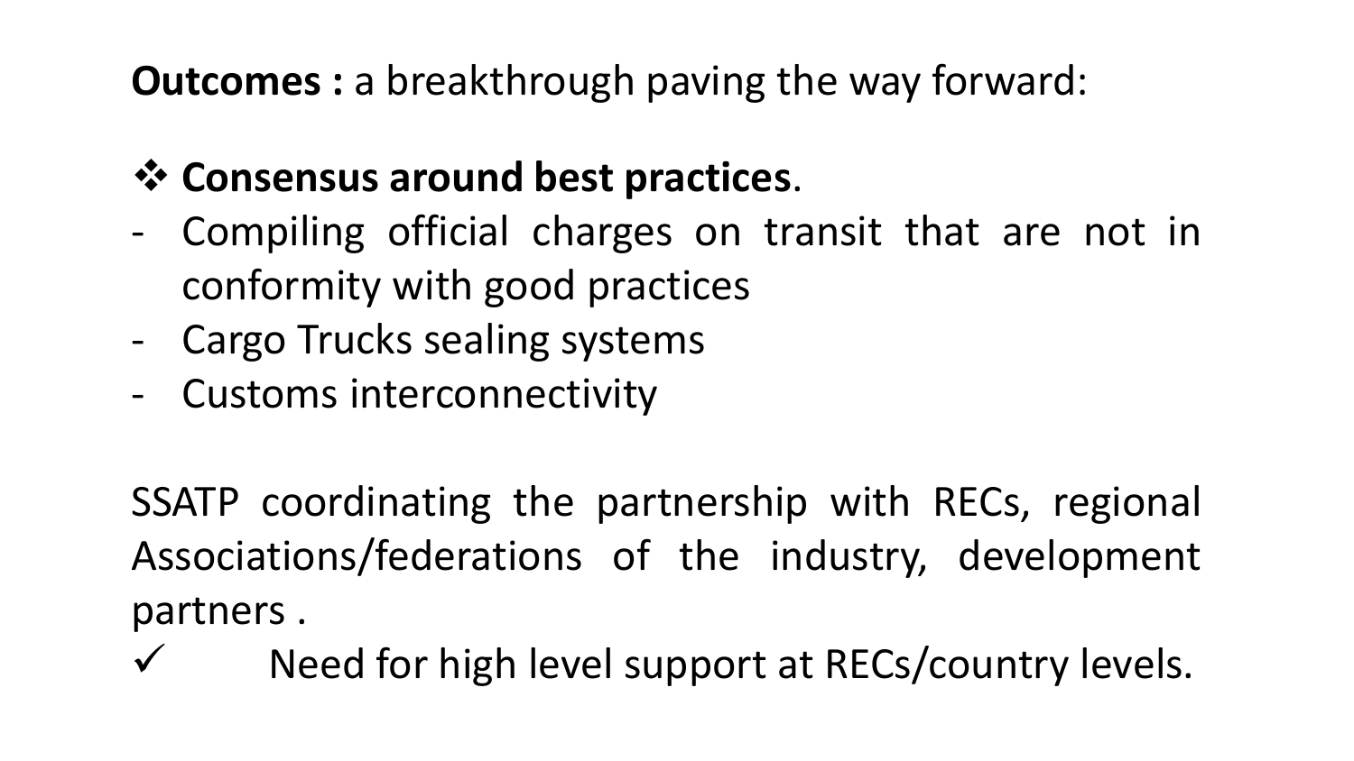**Outcomes :** a breakthrough paving the way forward:

❖ **Consensus around best practices**.

- Compiling official charges on transit that are not in conformity with good practices
- Cargo Trucks sealing systems
- Customs interconnectivity

SSATP coordinating the partnership with RECs, regional Associations/federations of the industry, development partners .

✓ Need for high level support at RECs/country levels.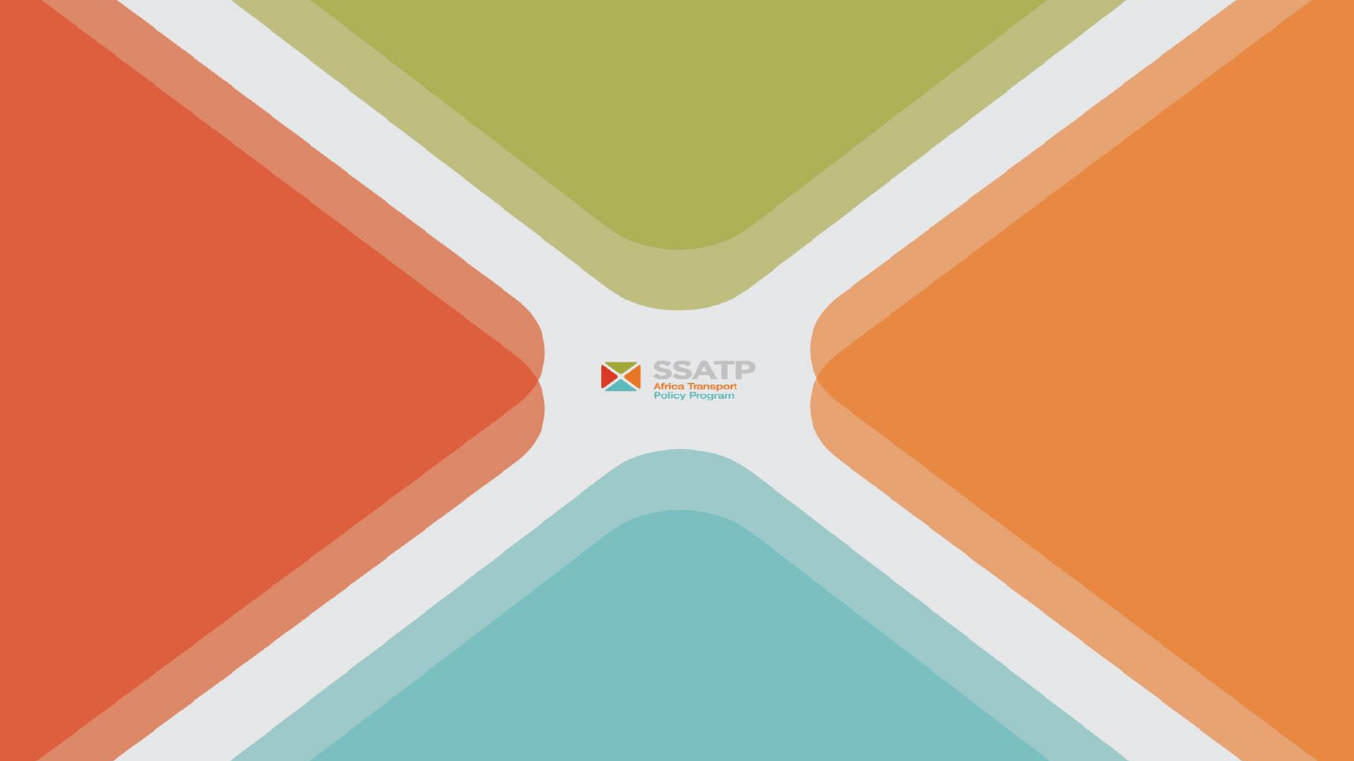SSATP

Africa Transport Policy Program